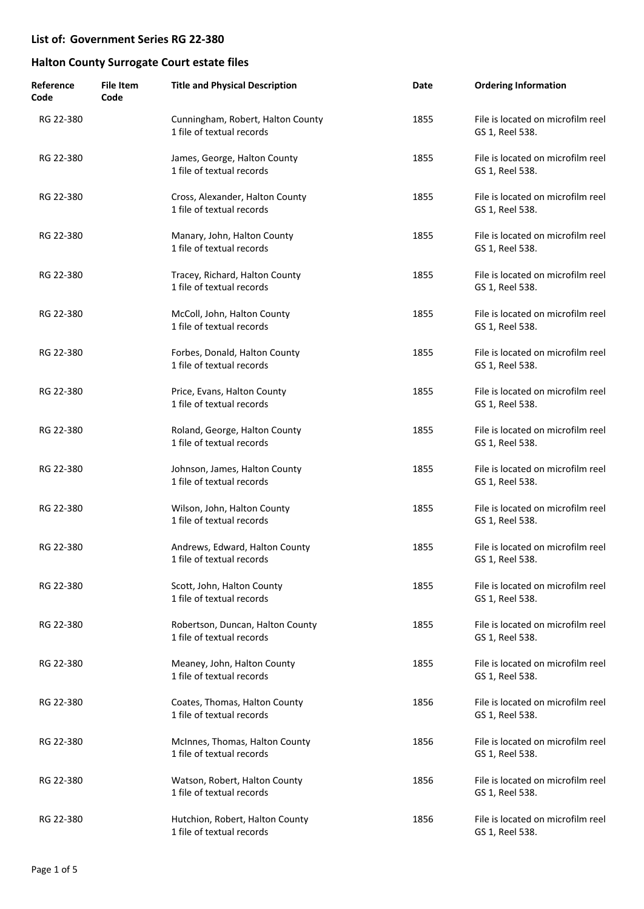## List of: Government Series RG 22-380

## Halton County Surrogate Court estate files

| Reference Code | File Item Code | Title and Physical Description | Date | Ordering Information |
|---|---|---|---|---|
| RG 22-380 | | Cunningham, Robert, Halton County<br>1 file of textual records | 1855 | File is located on microfilm reel GS 1, Reel 538. |
| RG 22-380 | | James, George, Halton County<br>1 file of textual records | 1855 | File is located on microfilm reel GS 1, Reel 538. |
| RG 22-380 | | Cross, Alexander, Halton County<br>1 file of textual records | 1855 | File is located on microfilm reel GS 1, Reel 538. |
| RG 22-380 | | Manary, John, Halton County<br>1 file of textual records | 1855 | File is located on microfilm reel GS 1, Reel 538. |
| RG 22-380 | | Tracey, Richard, Halton County<br>1 file of textual records | 1855 | File is located on microfilm reel GS 1, Reel 538. |
| RG 22-380 | | McColl, John, Halton County<br>1 file of textual records | 1855 | File is located on microfilm reel GS 1, Reel 538. |
| RG 22-380 | | Forbes, Donald, Halton County<br>1 file of textual records | 1855 | File is located on microfilm reel GS 1, Reel 538. |
| RG 22-380 | | Price, Evans, Halton County<br>1 file of textual records | 1855 | File is located on microfilm reel GS 1, Reel 538. |
| RG 22-380 | | Roland, George, Halton County<br>1 file of textual records | 1855 | File is located on microfilm reel GS 1, Reel 538. |
| RG 22-380 | | Johnson, James, Halton County<br>1 file of textual records | 1855 | File is located on microfilm reel GS 1, Reel 538. |
| RG 22-380 | | Wilson, John, Halton County<br>1 file of textual records | 1855 | File is located on microfilm reel GS 1, Reel 538. |
| RG 22-380 | | Andrews, Edward, Halton County<br>1 file of textual records | 1855 | File is located on microfilm reel GS 1, Reel 538. |
| RG 22-380 | | Scott, John, Halton County<br>1 file of textual records | 1855 | File is located on microfilm reel GS 1, Reel 538. |
| RG 22-380 | | Robertson, Duncan, Halton County<br>1 file of textual records | 1855 | File is located on microfilm reel GS 1, Reel 538. |
| RG 22-380 | | Meaney, John, Halton County<br>1 file of textual records | 1855 | File is located on microfilm reel GS 1, Reel 538. |
| RG 22-380 | | Coates, Thomas, Halton County<br>1 file of textual records | 1856 | File is located on microfilm reel GS 1, Reel 538. |
| RG 22-380 | | McInnes, Thomas, Halton County<br>1 file of textual records | 1856 | File is located on microfilm reel GS 1, Reel 538. |
| RG 22-380 | | Watson, Robert, Halton County<br>1 file of textual records | 1856 | File is located on microfilm reel GS 1, Reel 538. |
| RG 22-380 | | Hutchion, Robert, Halton County<br>1 file of textual records | 1856 | File is located on microfilm reel GS 1, Reel 538. |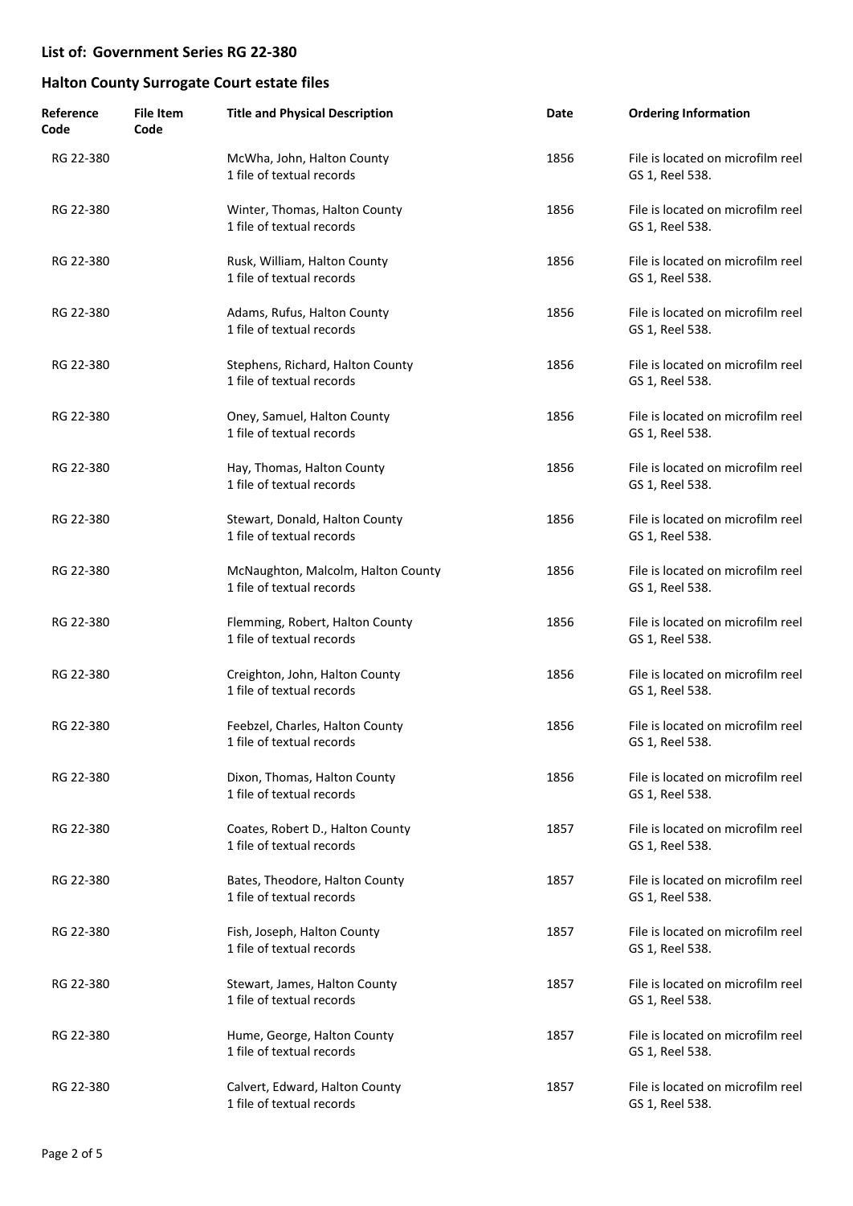## List of: Government Series RG 22-380

## Halton County Surrogate Court estate files

| Reference Code | File Item Code | Title and Physical Description | Date | Ordering Information |
|---|---|---|---|---|
| RG 22-380 | | McWha, John, Halton County<br>1 file of textual records | 1856 | File is located on microfilm reel GS 1, Reel 538. |
| RG 22-380 | | Winter, Thomas, Halton County<br>1 file of textual records | 1856 | File is located on microfilm reel GS 1, Reel 538. |
| RG 22-380 | | Rusk, William, Halton County<br>1 file of textual records | 1856 | File is located on microfilm reel GS 1, Reel 538. |
| RG 22-380 | | Adams, Rufus, Halton County<br>1 file of textual records | 1856 | File is located on microfilm reel GS 1, Reel 538. |
| RG 22-380 | | Stephens, Richard, Halton County<br>1 file of textual records | 1856 | File is located on microfilm reel GS 1, Reel 538. |
| RG 22-380 | | Oney, Samuel, Halton County<br>1 file of textual records | 1856 | File is located on microfilm reel GS 1, Reel 538. |
| RG 22-380 | | Hay, Thomas, Halton County<br>1 file of textual records | 1856 | File is located on microfilm reel GS 1, Reel 538. |
| RG 22-380 | | Stewart, Donald, Halton County<br>1 file of textual records | 1856 | File is located on microfilm reel GS 1, Reel 538. |
| RG 22-380 | | McNaughton, Malcolm, Halton County<br>1 file of textual records | 1856 | File is located on microfilm reel GS 1, Reel 538. |
| RG 22-380 | | Flemming, Robert, Halton County<br>1 file of textual records | 1856 | File is located on microfilm reel GS 1, Reel 538. |
| RG 22-380 | | Creighton, John, Halton County<br>1 file of textual records | 1856 | File is located on microfilm reel GS 1, Reel 538. |
| RG 22-380 | | Feebzel, Charles, Halton County<br>1 file of textual records | 1856 | File is located on microfilm reel GS 1, Reel 538. |
| RG 22-380 | | Dixon, Thomas, Halton County<br>1 file of textual records | 1856 | File is located on microfilm reel GS 1, Reel 538. |
| RG 22-380 | | Coates, Robert D., Halton County<br>1 file of textual records | 1857 | File is located on microfilm reel GS 1, Reel 538. |
| RG 22-380 | | Bates, Theodore, Halton County<br>1 file of textual records | 1857 | File is located on microfilm reel GS 1, Reel 538. |
| RG 22-380 | | Fish, Joseph, Halton County<br>1 file of textual records | 1857 | File is located on microfilm reel GS 1, Reel 538. |
| RG 22-380 | | Stewart, James, Halton County<br>1 file of textual records | 1857 | File is located on microfilm reel GS 1, Reel 538. |
| RG 22-380 | | Hume, George, Halton County<br>1 file of textual records | 1857 | File is located on microfilm reel GS 1, Reel 538. |
| RG 22-380 | | Calvert, Edward, Halton County<br>1 file of textual records | 1857 | File is located on microfilm reel GS 1, Reel 538. |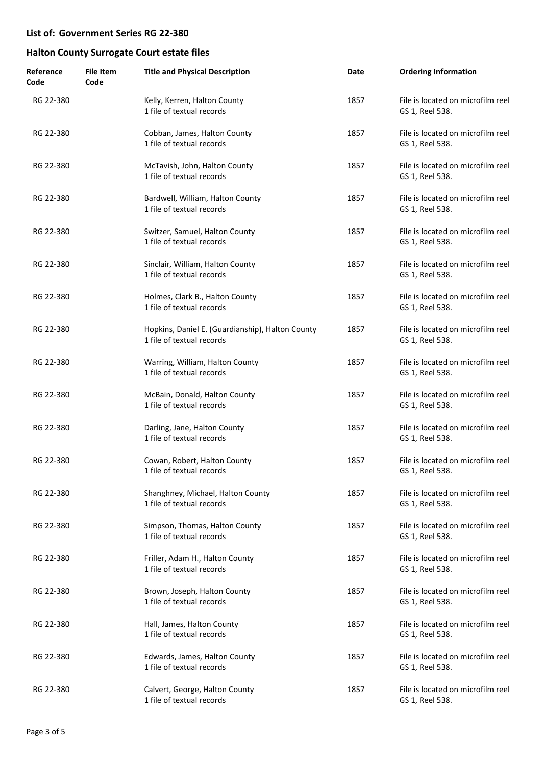## List of: Government Series RG 22-380

## Halton County Surrogate Court estate files

| Reference Code | File Item Code | Title and Physical Description | Date | Ordering Information |
|---|---|---|---|---|
| RG 22-380 | | Kelly, Kerren, Halton County<br>1 file of textual records | 1857 | File is located on microfilm reel GS 1, Reel 538. |
| RG 22-380 | | Cobban, James, Halton County<br>1 file of textual records | 1857 | File is located on microfilm reel GS 1, Reel 538. |
| RG 22-380 | | McTavish, John, Halton County<br>1 file of textual records | 1857 | File is located on microfilm reel GS 1, Reel 538. |
| RG 22-380 | | Bardwell, William, Halton County<br>1 file of textual records | 1857 | File is located on microfilm reel GS 1, Reel 538. |
| RG 22-380 | | Switzer, Samuel, Halton County<br>1 file of textual records | 1857 | File is located on microfilm reel GS 1, Reel 538. |
| RG 22-380 | | Sinclair, William, Halton County<br>1 file of textual records | 1857 | File is located on microfilm reel GS 1, Reel 538. |
| RG 22-380 | | Holmes, Clark B., Halton County<br>1 file of textual records | 1857 | File is located on microfilm reel GS 1, Reel 538. |
| RG 22-380 | | Hopkins, Daniel E. (Guardianship), Halton County<br>1 file of textual records | 1857 | File is located on microfilm reel GS 1, Reel 538. |
| RG 22-380 | | Warring, William, Halton County<br>1 file of textual records | 1857 | File is located on microfilm reel GS 1, Reel 538. |
| RG 22-380 | | McBain, Donald, Halton County<br>1 file of textual records | 1857 | File is located on microfilm reel GS 1, Reel 538. |
| RG 22-380 | | Darling, Jane, Halton County<br>1 file of textual records | 1857 | File is located on microfilm reel GS 1, Reel 538. |
| RG 22-380 | | Cowan, Robert, Halton County<br>1 file of textual records | 1857 | File is located on microfilm reel GS 1, Reel 538. |
| RG 22-380 | | Shanghney, Michael, Halton County<br>1 file of textual records | 1857 | File is located on microfilm reel GS 1, Reel 538. |
| RG 22-380 | | Simpson, Thomas, Halton County<br>1 file of textual records | 1857 | File is located on microfilm reel GS 1, Reel 538. |
| RG 22-380 | | Friller, Adam H., Halton County<br>1 file of textual records | 1857 | File is located on microfilm reel GS 1, Reel 538. |
| RG 22-380 | | Brown, Joseph, Halton County<br>1 file of textual records | 1857 | File is located on microfilm reel GS 1, Reel 538. |
| RG 22-380 | | Hall, James, Halton County<br>1 file of textual records | 1857 | File is located on microfilm reel GS 1, Reel 538. |
| RG 22-380 | | Edwards, James, Halton County<br>1 file of textual records | 1857 | File is located on microfilm reel GS 1, Reel 538. |
| RG 22-380 | | Calvert, George, Halton County<br>1 file of textual records | 1857 | File is located on microfilm reel GS 1, Reel 538. |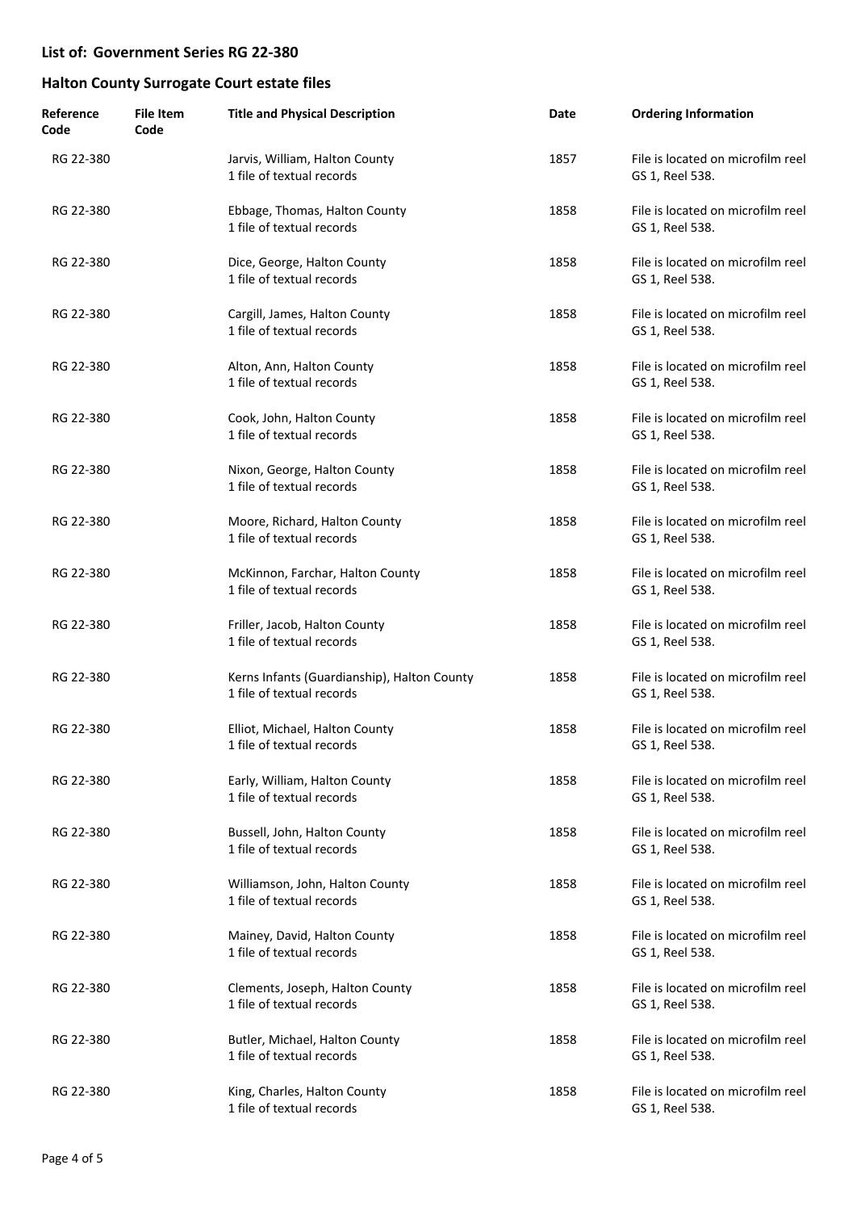## List of: Government Series RG 22-380

## Halton County Surrogate Court estate files

| Reference Code | File Item Code | Title and Physical Description | Date | Ordering Information |
|---|---|---|---|---|
| RG 22-380 | | Jarvis, William, Halton County<br>1 file of textual records | 1857 | File is located on microfilm reel GS 1, Reel 538. |
| RG 22-380 | | Ebbage, Thomas, Halton County<br>1 file of textual records | 1858 | File is located on microfilm reel GS 1, Reel 538. |
| RG 22-380 | | Dice, George, Halton County<br>1 file of textual records | 1858 | File is located on microfilm reel GS 1, Reel 538. |
| RG 22-380 | | Cargill, James, Halton County<br>1 file of textual records | 1858 | File is located on microfilm reel GS 1, Reel 538. |
| RG 22-380 | | Alton, Ann, Halton County<br>1 file of textual records | 1858 | File is located on microfilm reel GS 1, Reel 538. |
| RG 22-380 | | Cook, John, Halton County<br>1 file of textual records | 1858 | File is located on microfilm reel GS 1, Reel 538. |
| RG 22-380 | | Nixon, George, Halton County<br>1 file of textual records | 1858 | File is located on microfilm reel GS 1, Reel 538. |
| RG 22-380 | | Moore, Richard, Halton County<br>1 file of textual records | 1858 | File is located on microfilm reel GS 1, Reel 538. |
| RG 22-380 | | McKinnon, Farchar, Halton County<br>1 file of textual records | 1858 | File is located on microfilm reel GS 1, Reel 538. |
| RG 22-380 | | Friller, Jacob, Halton County<br>1 file of textual records | 1858 | File is located on microfilm reel GS 1, Reel 538. |
| RG 22-380 | | Kerns Infants (Guardiaship), Halton County<br>1 file of textual records | 1858 | File is located on microfilm reel GS 1, Reel 538. |
| RG 22-380 | | Elliot, Michael, Halton County<br>1 file of textual records | 1858 | File is located on microfilm reel GS 1, Reel 538. |
| RG 22-380 | | Early, William, Halton County<br>1 file of textual records | 1858 | File is located on microfilm reel GS 1, Reel 538. |
| RG 22-380 | | Bussell, John, Halton County<br>1 file of textual records | 1858 | File is located on microfilm reel GS 1, Reel 538. |
| RG 22-380 | | Williamson, John, Halton County<br>1 file of textual records | 1858 | File is located on microfilm reel GS 1, Reel 538. |
| RG 22-380 | | Mainey, David, Halton County<br>1 file of textual records | 1858 | File is located on microfilm reel GS 1, Reel 538. |
| RG 22-380 | | Clements, Joseph, Halton County<br>1 file of textual records | 1858 | File is located on microfilm reel GS 1, Reel 538. |
| RG 22-380 | | Butler, Michael, Halton County<br>1 file of textual records | 1858 | File is located on microfilm reel GS 1, Reel 538. |
| RG 22-380 | | King, Charles, Halton County<br>1 file of textual records | 1858 | File is located on microfilm reel GS 1, Reel 538. |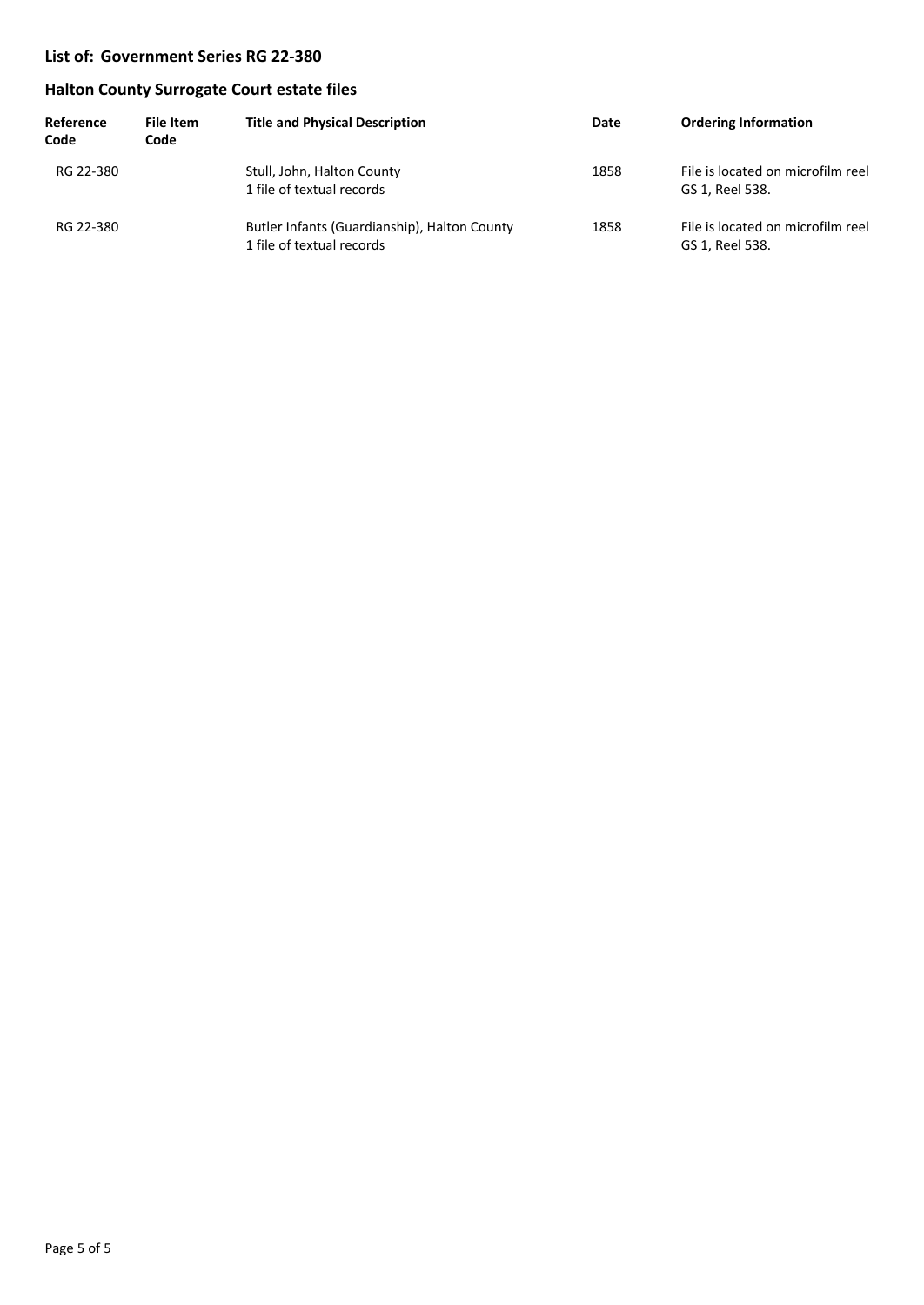## List of: Government Series RG 22-380

## Halton County Surrogate Court estate files

| Reference Code | File Item Code | Title and Physical Description | Date | Ordering Information |
|---|---|---|---|---|
| RG 22-380 | | Stull, John, Halton County<br>1 file of textual records | 1858 | File is located on microfilm reel GS 1, Reel 538. |
| RG 22-380 | | Butler Infants (Guardianship), Halton County<br>1 file of textual records | 1858 | File is located on microfilm reel GS 1, Reel 538. |